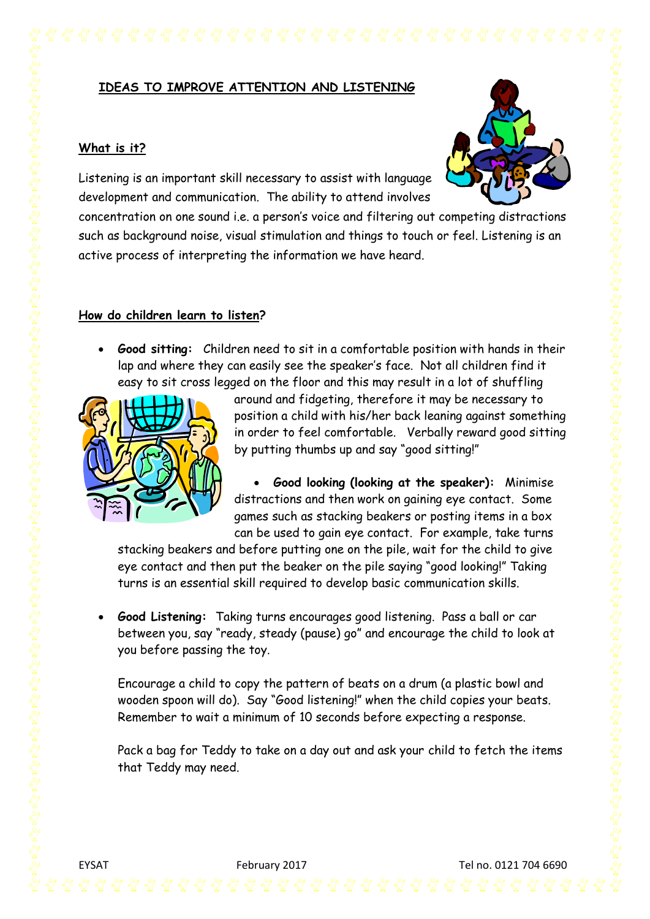## IDEAS TO IMPROVE ATTENTION AND LISTENING

### What is it?

Listening is an important skill necessary to assist with language development and communication. The ability to attend involves concentration on one sound i.e. a person's voice and filtering out competing distractions such as background noise, visual stimulation and things to touch or feel. Listening is an active process of interpreting the information we have heard.

### How do children learn to listen?

- **Good sitting:** Children need to sit in a comfortable position with hands in their lap and where they can easily see the speaker's face. Not all children find it easy to sit cross legged on the floor and this may result in a lot of shuffling around and fidgeting, therefore it may be necessary to position a child with his/her back leaning against something in order to feel comfortable. Verbally reward good sitting by putting thumbs up and say "good sitting!"

- **Good looking (looking at the speaker):** Minimise distractions and then work on gaining eye contact. Some games such as stacking beakers or posting items in a box can be used to gain eye contact. For example, take turns stacking beakers and before putting one on the pile, wait for the child to give eye contact and then put the beaker on the pile saying "good looking!" Taking turns is an essential skill required to develop basic communication skills.

- **Good Listening:** Taking turns encourages good listening. Pass a ball or car between you, say "ready, steady (pause) go" and encourage the child to look at you before passing the toy.

  Encourage a child to copy the pattern of beats on a drum (a plastic bowl and wooden spoon will do). Say "Good listening!" when the child copies your beats. Remember to wait a minimum of 10 seconds before expecting a response.

  Pack a bag for Teddy to take on a day out and ask your child to fetch the items that Teddy may need.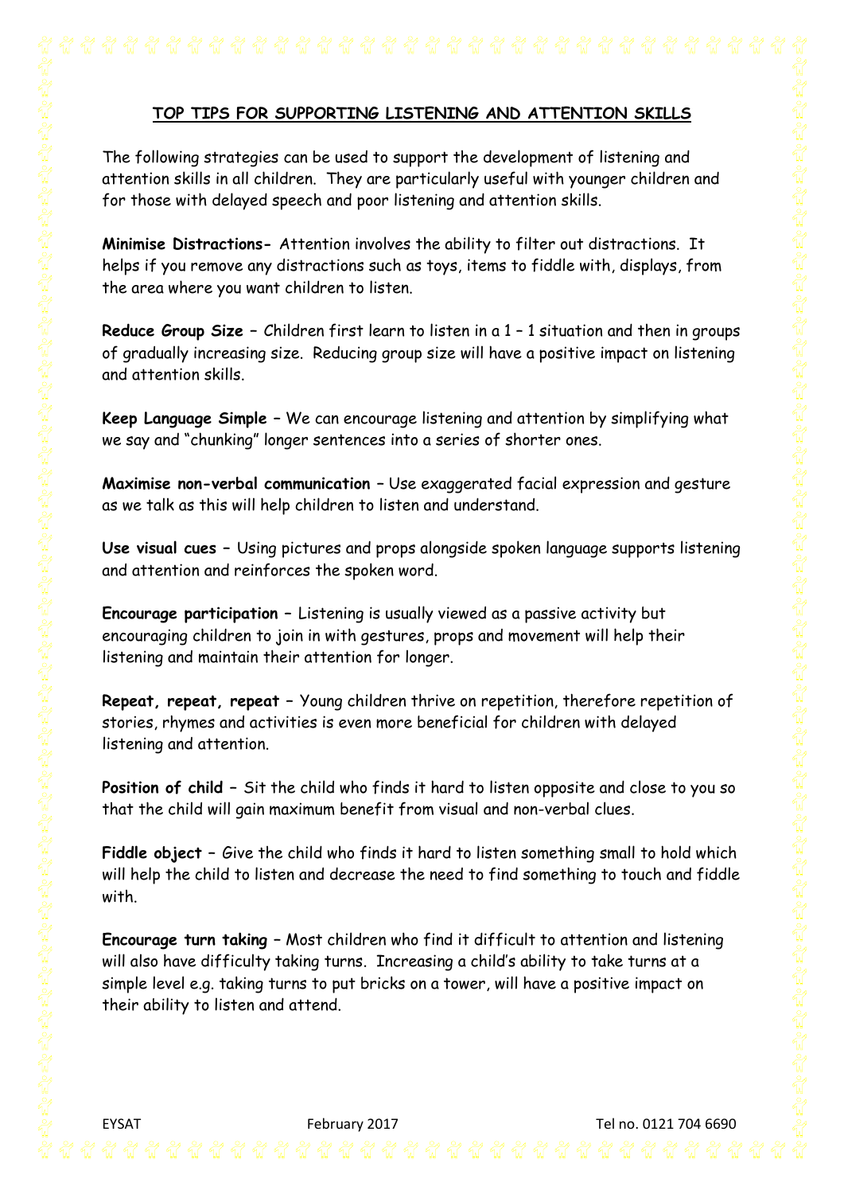## TOP TIPS FOR SUPPORTING LISTENING AND ATTENTION SKILLS

The following strategies can be used to support the development of listening and attention skills in all children. They are particularly useful with younger children and for those with delayed speech and poor listening and attention skills.

**Minimise Distractions-** Attention involves the ability to filter out distractions. It helps if you remove any distractions such as toys, items to fiddle with, displays, from the area where you want children to listen.

**Reduce Group Size** – Children first learn to listen in a 1 – 1 situation and then in groups of gradually increasing size. Reducing group size will have a positive impact on listening and attention skills.

**Keep Language Simple** – We can encourage listening and attention by simplifying what we say and "chunking" longer sentences into a series of shorter ones.

**Maximise non-verbal communication** – Use exaggerated facial expression and gesture as we talk as this will help children to listen and understand.

**Use visual cues** – Using pictures and props alongside spoken language supports listening and attention and reinforces the spoken word.

**Encourage participation** – Listening is usually viewed as a passive activity but encouraging children to join in with gestures, props and movement will help their listening and maintain their attention for longer.

**Repeat, repeat, repeat** – Young children thrive on repetition, therefore repetition of stories, rhymes and activities is even more beneficial for children with delayed listening and attention.

**Position of child** – Sit the child who finds it hard to listen opposite and close to you so that the child will gain maximum benefit from visual and non-verbal clues.

**Fiddle object** – Give the child who finds it hard to listen something small to hold which will help the child to listen and decrease the need to find something to touch and fiddle with.

**Encourage turn taking** – Most children who find it difficult to attention and listening will also have difficulty taking turns. Increasing a child's ability to take turns at a simple level e.g. taking turns to put bricks on a tower, will have a positive impact on their ability to listen and attend.

EYSAT February 2017 Tel no. 0121 704 6690